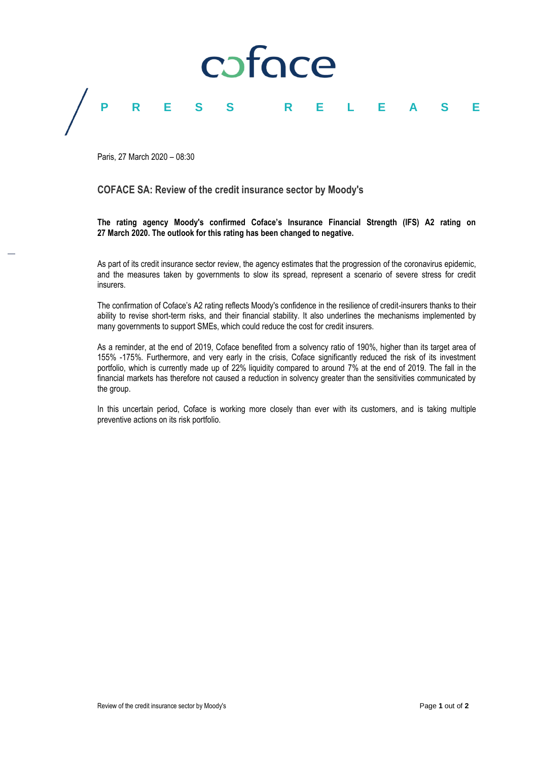# PRESS RELEASE

Paris, 27 March 2020 – 08:30

## COFACE SA: Review of the credit insurance sector by Moody's

**The rating agency Moody's confirmed Coface's Insurance Financial Strength (IFS) A2 rating on 27 March 2020. The outlook for this rating has been changed to negative.**

As part of its credit insurance sector review, the agency estimates that the progression of the coronavirus epidemic, and the measures taken by governments to slow its spread, represent a scenario of severe stress for credit insurers.

The confirmation of Coface's A2 rating reflects Moody's confidence in the resilience of credit-insurers thanks to their ability to revise short-term risks, and their financial stability. It also underlines the mechanisms implemented by many governments to support SMEs, which could reduce the cost for credit insurers.

As a reminder, at the end of 2019, Coface benefited from a solvency ratio of 190%, higher than its target area of 155% -175%. Furthermore, and very early in the crisis, Coface significantly reduced the risk of its investment portfolio, which is currently made up of 22% liquidity compared to around 7% at the end of 2019. The fall in the financial markets has therefore not caused a reduction in solvency greater than the sensitivities communicated by the group.

In this uncertain period, Coface is working more closely than ever with its customers, and is taking multiple preventive actions on its risk portfolio.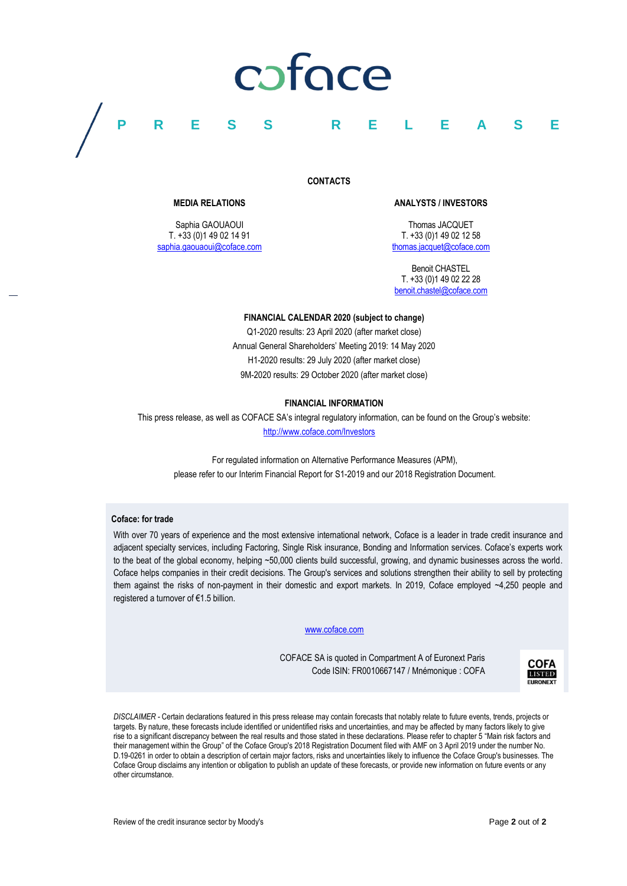# coface

**PRESS RELEASE**

**CONTACTS**

**MEDIA RELATIONS**

Saphia GAOUAOUI
T. +33 (0)1 49 02 14 91
saphia.gaouaoui@coface.com

**ANALYSTS / INVESTORS**

Thomas JACQUET
T. +33 (0)1 49 02 12 58
thomas.jacquet@coface.com

Benoit CHASTEL
T. +33 (0)1 49 02 22 28
benoit.chastel@coface.com

**FINANCIAL CALENDAR 2020 (subject to change)**

Q1-2020 results: 23 April 2020 (after market close)
Annual General Shareholders' Meeting 2019: 14 May 2020
H1-2020 results: 29 July 2020 (after market close)
9M-2020 results: 29 October 2020 (after market close)

**FINANCIAL INFORMATION**

This press release, as well as COFACE SA's integral regulatory information, can be found on the Group's website: http://www.coface.com/Investors

For regulated information on Alternative Performance Measures (APM), please refer to our Interim Financial Report for S1-2019 and our 2018 Registration Document.

**Coface: for trade**

With over 70 years of experience and the most extensive international network, Coface is a leader in trade credit insurance and adjacent specialty services, including Factoring, Single Risk insurance, Bonding and Information services. Coface's experts work to the beat of the global economy, helping ~50,000 clients build successful, growing, and dynamic businesses across the world. Coface helps companies in their credit decisions. The Group's services and solutions strengthen their ability to sell by protecting them against the risks of non-payment in their domestic and export markets. In 2019, Coface employed ~4,250 people and registered a turnover of €1.5 billion.

www.coface.com

COFACE SA is quoted in Compartment A of Euronext Paris
Code ISIN: FR0010667147 / Mnémonique : COFA

COFA LISTED EURONEXT

*DISCLAIMER* - Certain declarations featured in this press release may contain forecasts that notably relate to future events, trends, projects or targets. By nature, these forecasts include identified or unidentified risks and uncertainties, and may be affected by many factors likely to give rise to a significant discrepancy between the real results and those stated in these declarations. Please refer to chapter 5 "Main risk factors and their management within the Group" of the Coface Group's 2018 Registration Document filed with AMF on 3 April 2019 under the number No. D.19-0261 in order to obtain a description of certain major factors, risks and uncertainties likely to influence the Coface Group's businesses. The Coface Group disclaims any intention or obligation to publish an update of these forecasts, or provide new information on future events or any other circumstance.